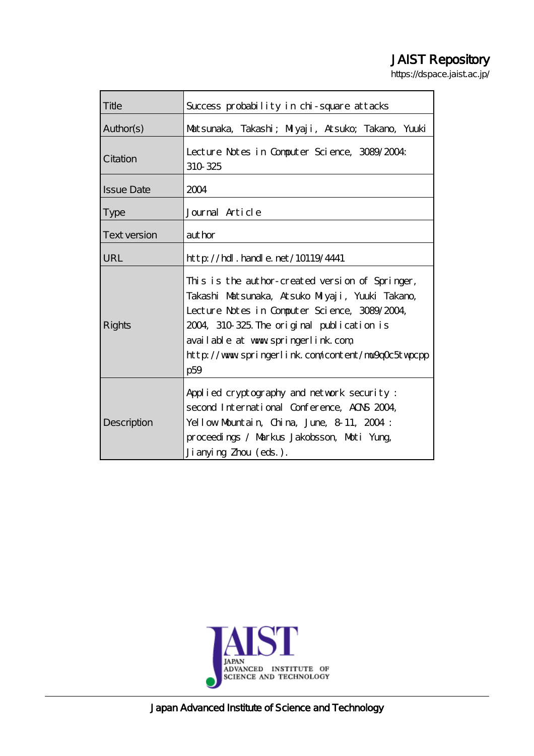JAIST Repository

https://dspace.jaist.ac.jp/

| Title | Success probability in chi-square attacks |
|---|---|
| Author(s) | Matsunaka, Takashi; Miyaji, Atsuko; Takano, Yuuki |
| Citation | Lecture Notes in Computer Science, 3089/2004: 310-325 |
| Issue Date | 2004 |
| Type | Journal Article |
| Text version | author |
| URL | http://hdl.handle.net/10119/4441 |
| Rights | This is the author-created version of Springer, Takashi Matsunaka, Atsuko Miyaji, Yuuki Takano, Lecture Notes in Computer Science, 3089/2004, 2004, 310-325. The original publication is available at www.springerlink.com, http://www.springerlink.com/content/mu9q0c5twpcppp59 |
| Description | Applied cryptography and network security : second International Conference, ACNS 2004, Yellow Mountain, China, June, 8-11, 2004 : proceedings / Markus Jakobsson, Moti Yung, Jianying Zhou (eds.). |

JAIST JAPAN ADVANCED INSTITUTE OF SCIENCE AND TECHNOLOGY

Japan Advanced Institute of Science and Technology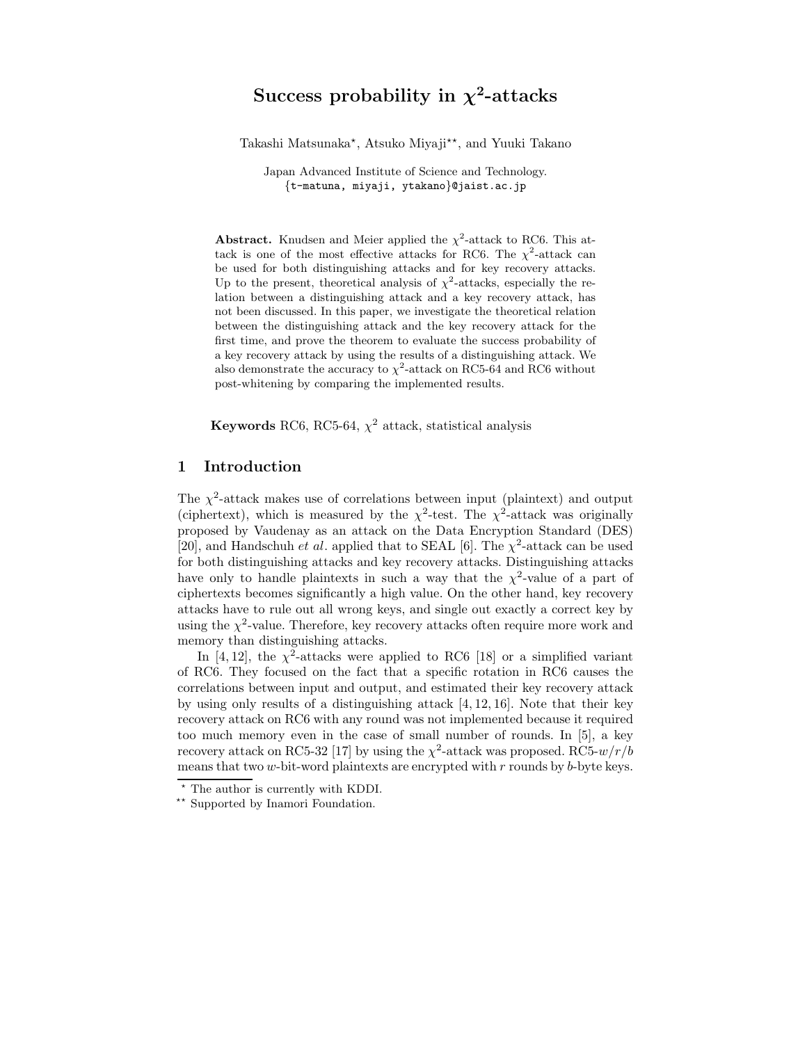# Success probability in $\chi^2$-attacks

Takashi Matsunaka*, Atsuko Miyaji**, and Yuuki Takano

Japan Advanced Institute of Science and Technology.
{t-matuna, miyaji, ytakano}@jaist.ac.jp

**Abstract.** Knudsen and Meier applied the $\chi^2$-attack to RC6. This attack is one of the most effective attacks for RC6. The $\chi^2$-attack can be used for both distinguishing attacks and for key recovery attacks. Up to the present, theoretical analysis of $\chi^2$-attacks, especially the relation between a distinguishing attack and a key recovery attack, has not been discussed. In this paper, we investigate the theoretical relation between the distinguishing attack and the key recovery attack for the first time, and prove the theorem to evaluate the success probability of a key recovery attack by using the results of a distinguishing attack. We also demonstrate the accuracy to $\chi^2$-attack on RC5-64 and RC6 without post-whitening by comparing the implemented results.

**Keywords** RC6, RC5-64, $\chi^2$ attack, statistical analysis

## 1 Introduction

The $\chi^2$-attack makes use of correlations between input (plaintext) and output (ciphertext), which is measured by the $\chi^2$-test. The $\chi^2$-attack was originally proposed by Vaudenay as an attack on the Data Encryption Standard (DES) [20], and Handschuh *et al*. applied that to SEAL [6]. The $\chi^2$-attack can be used for both distinguishing attacks and key recovery attacks. Distinguishing attacks have only to handle plaintexts in such a way that the $\chi^2$-value of a part of ciphertexts becomes significantly a high value. On the other hand, key recovery attacks have to rule out all wrong keys, and single out exactly a correct key by using the $\chi^2$-value. Therefore, key recovery attacks often require more work and memory than distinguishing attacks.

In [4, 12], the $\chi^2$-attacks were applied to RC6 [18] or a simplified variant of RC6. They focused on the fact that a specific rotation in RC6 causes the correlations between input and output, and estimated their key recovery attack by using only results of a distinguishing attack [4, 12, 16]. Note that their key recovery attack on RC6 with any round was not implemented because it required too much memory even in the case of small number of rounds. In [5], a key recovery attack on RC5-32 [17] by using the $\chi^2$-attack was proposed. RC5-$w/r/b$ means that two $w$-bit-word plaintexts are encrypted with $r$ rounds by $b$-byte keys.

---

* The author is currently with KDDI.
** Supported by Inamori Foundation.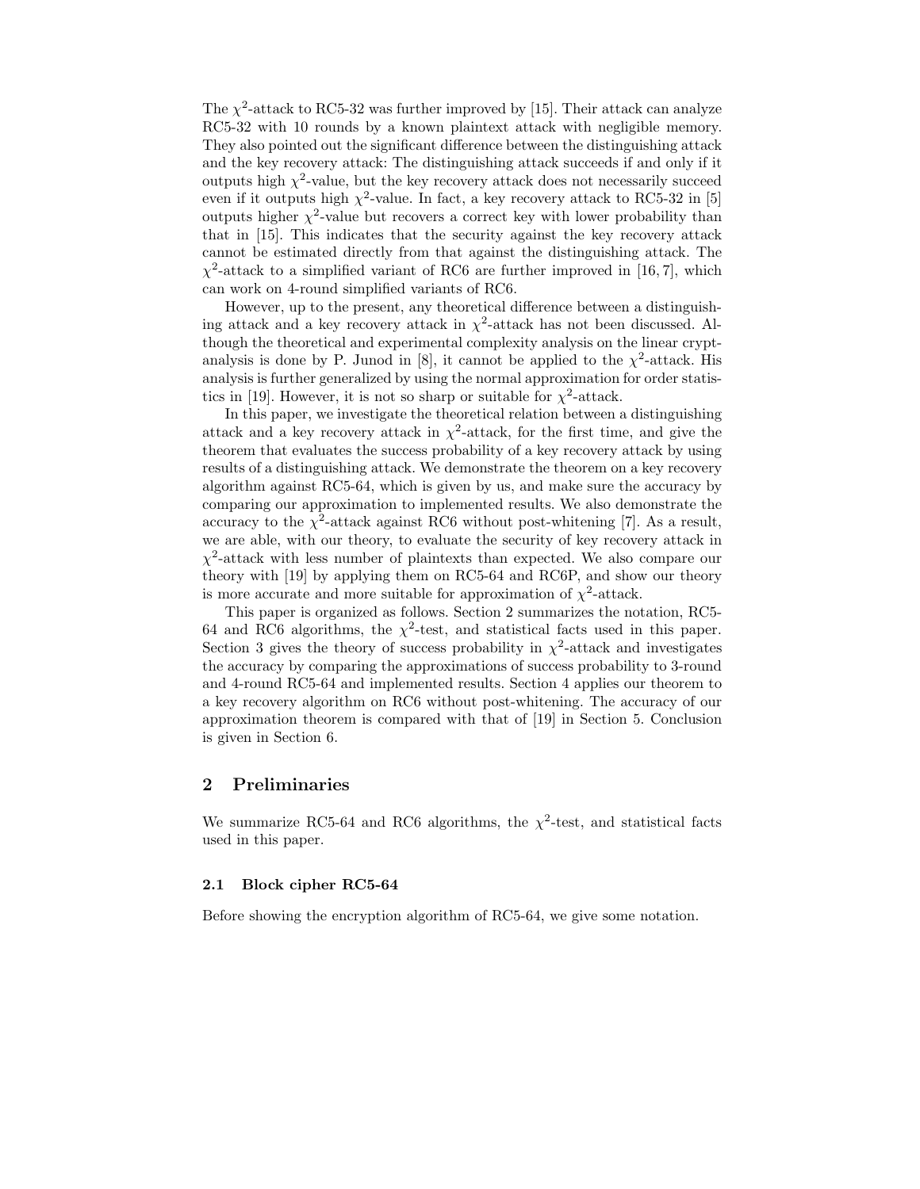The $\chi^2$-attack to RC5-32 was further improved by [15]. Their attack can analyze RC5-32 with 10 rounds by a known plaintext attack with negligible memory. They also pointed out the significant difference between the distinguishing attack and the key recovery attack: The distinguishing attack succeeds if and only if it outputs high $\chi^2$-value, but the key recovery attack does not necessarily succeed even if it outputs high $\chi^2$-value. In fact, a key recovery attack to RC5-32 in [5] outputs higher $\chi^2$-value but recovers a correct key with lower probability than that in [15]. This indicates that the security against the key recovery attack cannot be estimated directly from that against the distinguishing attack. The $\chi^2$-attack to a simplified variant of RC6 are further improved in [16, 7], which can work on 4-round simplified variants of RC6.

However, up to the present, any theoretical difference between a distinguishing attack and a key recovery attack in $\chi^2$-attack has not been discussed. Although the theoretical and experimental complexity analysis on the linear cryptanalysis is done by P. Junod in [8], it cannot be applied to the $\chi^2$-attack. His analysis is further generalized by using the normal approximation for order statistics in [19]. However, it is not so sharp or suitable for $\chi^2$-attack.

In this paper, we investigate the theoretical relation between a distinguishing attack and a key recovery attack in $\chi^2$-attack, for the first time, and give the theorem that evaluates the success probability of a key recovery attack by using results of a distinguishing attack. We demonstrate the theorem on a key recovery algorithm against RC5-64, which is given by us, and make sure the accuracy by comparing our approximation to implemented results. We also demonstrate the accuracy to the $\chi^2$-attack against RC6 without post-whitening [7]. As a result, we are able, with our theory, to evaluate the security of key recovery attack in $\chi^2$-attack with less number of plaintexts than expected. We also compare our theory with [19] by applying them on RC5-64 and RC6P, and show our theory is more accurate and more suitable for approximation of $\chi^2$-attack.

This paper is organized as follows. Section 2 summarizes the notation, RC5-64 and RC6 algorithms, the $\chi^2$-test, and statistical facts used in this paper. Section 3 gives the theory of success probability in $\chi^2$-attack and investigates the accuracy by comparing the approximations of success probability to 3-round and 4-round RC5-64 and implemented results. Section 4 applies our theorem to a key recovery algorithm on RC6 without post-whitening. The accuracy of our approximation theorem is compared with that of [19] in Section 5. Conclusion is given in Section 6.

## 2 Preliminaries

We summarize RC5-64 and RC6 algorithms, the $\chi^2$-test, and statistical facts used in this paper.

### 2.1 Block cipher RC5-64

Before showing the encryption algorithm of RC5-64, we give some notation.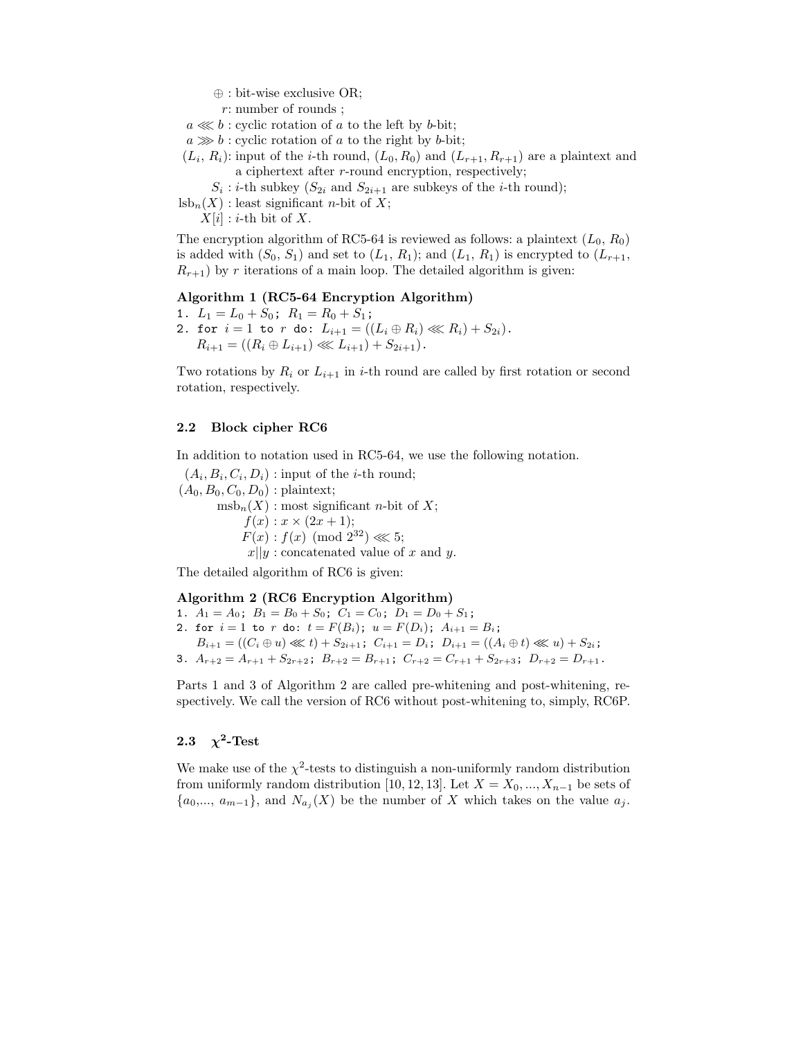$\oplus$ : bit-wise exclusive OR;

$r$: number of rounds ;

$a \lll b$ : cyclic rotation of $a$ to the left by $b$-bit;

$a \ggg b$ : cyclic rotation of $a$ to the right by $b$-bit;

$(L_i, R_i)$: input of the $i$-th round, $(L_0, R_0)$ and $(L_{r+1}, R_{r+1})$ are a plaintext and a ciphertext after $r$-round encryption, respectively;

$S_i$ : $i$-th subkey ($S_{2i}$ and $S_{2i+1}$ are subkeys of the $i$-th round);

$\text{lsb}_n(X)$ : least significant $n$-bit of $X$;

$X[i]$ : $i$-th bit of $X$.

The encryption algorithm of RC5-64 is reviewed as follows: a plaintext $(L_0, R_0)$ is added with $(S_0, S_1)$ and set to $(L_1, R_1)$; and $(L_1, R_1)$ is encrypted to $(L_{r+1}, R_{r+1})$ by $r$ iterations of a main loop. The detailed algorithm is given:

**Algorithm 1 (RC5-64 Encryption Algorithm)**

1. $L_1 = L_0 + S_0$; $R_1 = R_0 + S_1$;
2. for $i = 1$ to $r$ do: $L_{i+1} = ((L_i \oplus R_i) \lll R_i) + S_{2i})$.
   $R_{i+1} = ((R_i \oplus L_{i+1}) \lll L_{i+1}) + S_{2i+1})$.

Two rotations by $R_i$ or $L_{i+1}$ in $i$-th round are called by first rotation or second rotation, respectively.

### 2.2 Block cipher RC6

In addition to notation used in RC5-64, we use the following notation.

$(A_i, B_i, C_i, D_i)$ : input of the $i$-th round;

$(A_0, B_0, C_0, D_0)$ : plaintext;

$\text{msb}_n(X)$ : most significant $n$-bit of $X$;

$f(x)$ : $x \times (2x + 1)$;

$F(x)$ : $f(x) \pmod{2^{32}} \lll 5$;

$x||y$ : concatenated value of $x$ and $y$.

The detailed algorithm of RC6 is given:

**Algorithm 2 (RC6 Encryption Algorithm)**

1. $A_1 = A_0$; $B_1 = B_0 + S_0$; $C_1 = C_0$; $D_1 = D_0 + S_1$;
2. for $i = 1$ to $r$ do: $t = F(B_i)$; $u = F(D_i)$; $A_{i+1} = B_i$;
   $B_{i+1} = ((C_i \oplus u) \lll t) + S_{2i+1}$; $C_{i+1} = D_i$; $D_{i+1} = ((A_i \oplus t) \lll u) + S_{2i}$;
3. $A_{r+2} = A_{r+1} + S_{2r+2}$; $B_{r+2} = B_{r+1}$; $C_{r+2} = C_{r+1} + S_{2r+3}$; $D_{r+2} = D_{r+1}$.

Parts 1 and 3 of Algorithm 2 are called pre-whitening and post-whitening, respectively. We call the version of RC6 without post-whitening to, simply, RC6P.

### 2.3 $\chi^2$-Test

We make use of the $\chi^2$-tests to distinguish a non-uniformly random distribution from uniformly random distribution [10, 12, 13]. Let $X = X_0, ..., X_{n-1}$ be sets of $\{a_0,..., a_{m-1}\}$, and $N_{a_j}(X)$ be the number of $X$ which takes on the value $a_j$.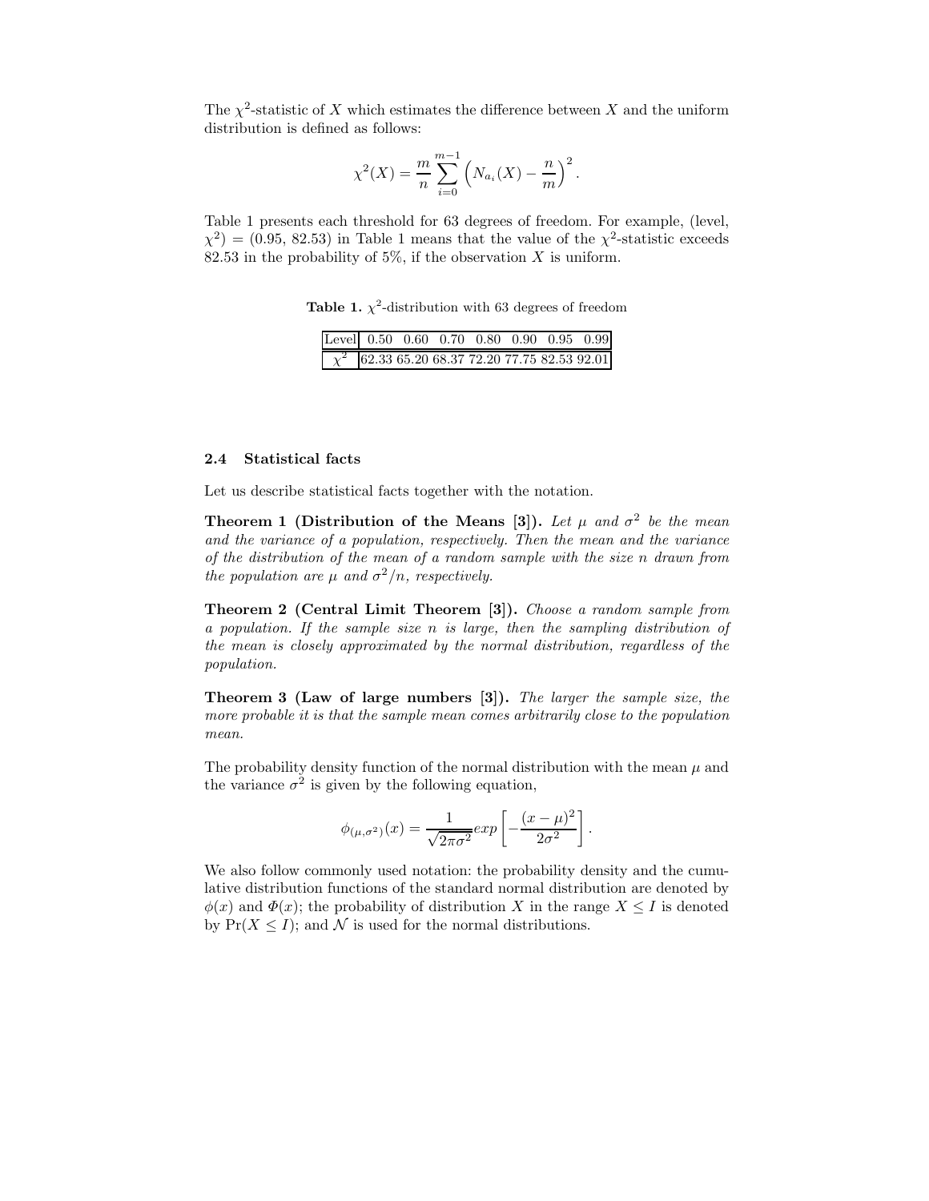The $\chi^2$-statistic of $X$ which estimates the difference between $X$ and the uniform distribution is defined as follows:

$$\chi^2(X) = \frac{m}{n} \sum_{i=0}^{m-1} \left( N_{a_i}(X) - \frac{n}{m} \right)^2 .$$

Table 1 presents each threshold for 63 degrees of freedom. For example, (level, $\chi^2$) = (0.95, 82.53) in Table 1 means that the value of the $\chi^2$-statistic exceeds 82.53 in the probability of 5%, if the observation $X$ is uniform.

**Table 1.** $\chi^2$-distribution with 63 degrees of freedom

| Level | 0.50 | 0.60 | 0.70 | 0.80 | 0.90 | 0.95 | 0.99 |
|---|---|---|---|---|---|---|---|
| $\chi^2$ | 62.33 | 65.20 | 68.37 | 72.20 | 77.75 | 82.53 | 92.01 |

### 2.4 Statistical facts

Let us describe statistical facts together with the notation.

**Theorem 1 (Distribution of the Means [3]).** *Let $\mu$ and $\sigma^2$ be the mean and the variance of a population, respectively. Then the mean and the variance of the distribution of the mean of a random sample with the size $n$ drawn from the population are $\mu$ and $\sigma^2/n$, respectively.*

**Theorem 2 (Central Limit Theorem [3]).** *Choose a random sample from a population. If the sample size $n$ is large, then the sampling distribution of the mean is closely approximated by the normal distribution, regardless of the population.*

**Theorem 3 (Law of large numbers [3]).** *The larger the sample size, the more probable it is that the sample mean comes arbitrarily close to the population mean.*

The probability density function of the normal distribution with the mean $\mu$ and the variance $\sigma^2$ is given by the following equation,

$$\phi_{(\mu,\sigma^2)}(x) = \frac{1}{\sqrt{2\pi\sigma^2}} exp\left[ -\frac{(x-\mu)^2}{2\sigma^2} \right].$$

We also follow commonly used notation: the probability density and the cumulative distribution functions of the standard normal distribution are denoted by $\phi(x)$ and $\Phi(x)$; the probability of distribution $X$ in the range $X \leq I$ is denoted by $\Pr(X \leq I)$; and $\mathcal{N}$ is used for the normal distributions.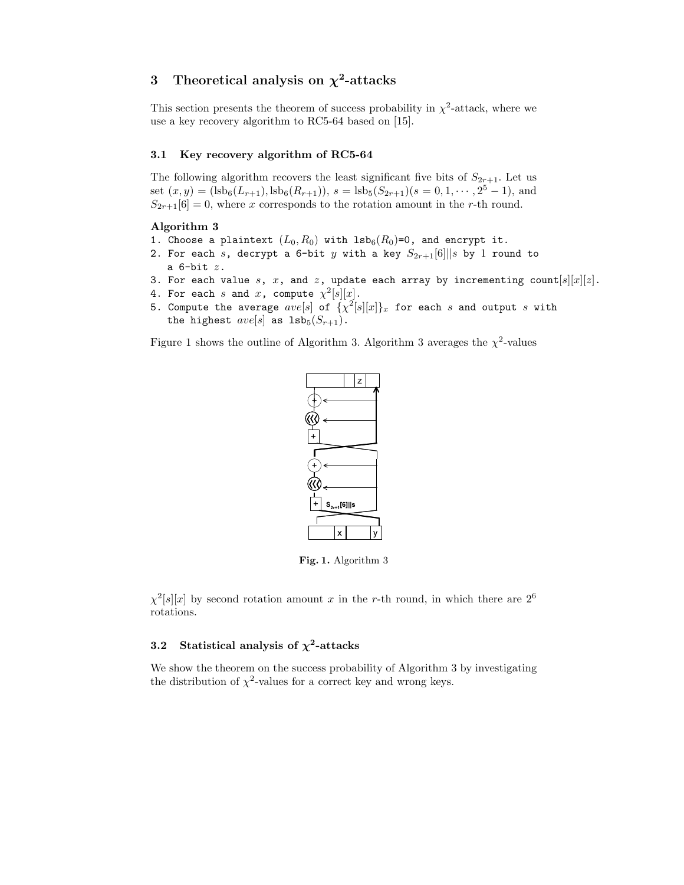## 3 Theoretical analysis on $\chi^2$-attacks

This section presents the theorem of success probability in $\chi^2$-attack, where we use a key recovery algorithm to RC5-64 based on [15].

### 3.1 Key recovery algorithm of RC5-64

The following algorithm recovers the least significant five bits of $S_{2r+1}$. Let us set $(x, y) = (\text{lsb}_6(L_{r+1}), \text{lsb}_6(R_{r+1}))$, $s = \text{lsb}_5(S_{2r+1})(s = 0, 1, \cdots, 2^5 - 1)$, and $S_{2r+1}[6] = 0$, where $x$ corresponds to the rotation amount in the $r$-th round.

**Algorithm 3**

1. Choose a plaintext $(L_0, R_0)$ with $\text{lsb}_6(R_0)$=0, and encrypt it.
2. For each $s$, decrypt a 6-bit $y$ with a key $S_{2r+1}[6]||s$ by 1 round to a 6-bit $z$.
3. For each value $s$, $x$, and $z$, update each array by incrementing count$[s][x][z]$.
4. For each $s$ and $x$, compute $\chi^2[s][x]$.
5. Compute the average $ave[s]$ of $\{\chi^2[s][x]\}_x$ for each $s$ and output $s$ with the highest $ave[s]$ as $\text{lsb}_5(S_{r+1})$.

Figure 1 shows the outline of Algorithm 3. Algorithm 3 averages the $\chi^2$-values

**Fig. 1.** Algorithm 3

$\chi^2[s][x]$ by second rotation amount $x$ in the $r$-th round, in which there are $2^6$ rotations.

### 3.2 Statistical analysis of $\chi^2$-attacks

We show the theorem on the success probability of Algorithm 3 by investigating the distribution of $\chi^2$-values for a correct key and wrong keys.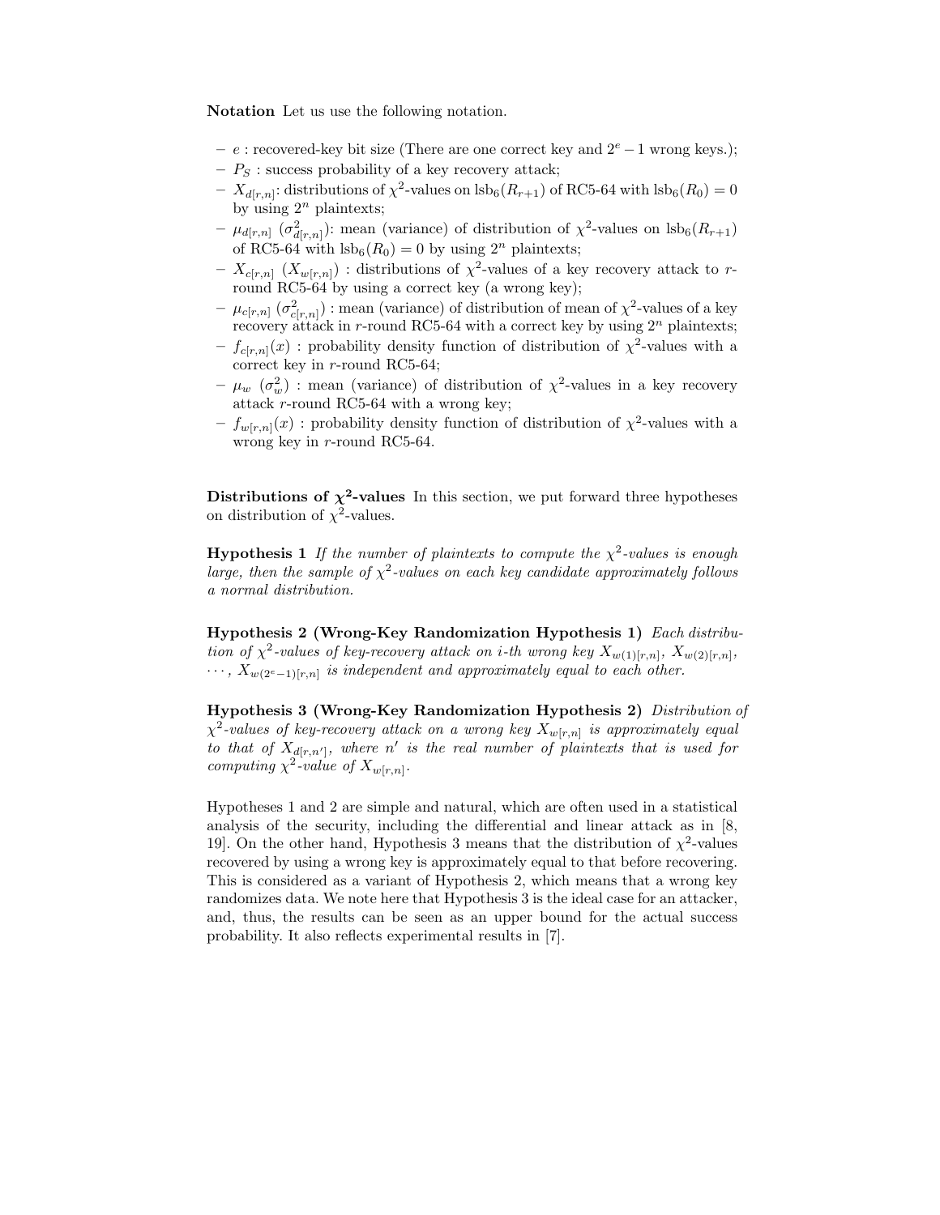**Notation** Let us use the following notation.

- $e$ : recovered-key bit size (There are one correct key and $2^e - 1$ wrong keys.);
- $P_S$ : success probability of a key recovery attack;
- $X_{d[r,n]}$: distributions of $\chi^2$-values on $\text{lsb}_6(R_{r+1})$ of RC5-64 with $\text{lsb}_6(R_0) = 0$ by using $2^n$ plaintexts;
- $\mu_{d[r,n]}$ ($\sigma^2_{d[r,n]}$): mean (variance) of distribution of $\chi^2$-values on $\text{lsb}_6(R_{r+1})$ of RC5-64 with $\text{lsb}_6(R_0) = 0$ by using $2^n$ plaintexts;
- $X_{c[r,n]}$ ($X_{w[r,n]}$) : distributions of $\chi^2$-values of a key recovery attack to $r$-round RC5-64 by using a correct key (a wrong key);
- $\mu_{c[r,n]}$ ($\sigma^2_{c[r,n]}$) : mean (variance) of distribution of mean of $\chi^2$-values of a key recovery attack in $r$-round RC5-64 with a correct key by using $2^n$ plaintexts;
- $f_{c[r,n]}(x)$ : probability density function of distribution of $\chi^2$-values with a correct key in $r$-round RC5-64;
- $\mu_w$ ($\sigma^2_w$) : mean (variance) of distribution of $\chi^2$-values in a key recovery attack $r$-round RC5-64 with a wrong key;
- $f_{w[r,n]}(x)$ : probability density function of distribution of $\chi^2$-values with a wrong key in $r$-round RC5-64.

**Distributions of $\chi^2$-values** In this section, we put forward three hypotheses on distribution of $\chi^2$-values.

**Hypothesis 1** *If the number of plaintexts to compute the $\chi^2$-values is enough large, then the sample of $\chi^2$-values on each key candidate approximately follows a normal distribution.*

**Hypothesis 2 (Wrong-Key Randomization Hypothesis 1)** *Each distribution of $\chi^2$-values of key-recovery attack on i-th wrong key $X_{w(1)[r,n]}$, $X_{w(2)[r,n]}$, $\cdots$, $X_{w(2^e-1)[r,n]}$ is independent and approximately equal to each other.*

**Hypothesis 3 (Wrong-Key Randomization Hypothesis 2)** *Distribution of $\chi^2$-values of key-recovery attack on a wrong key $X_{w[r,n]}$ is approximately equal to that of $X_{d[r,n']}$, where $n'$ is the real number of plaintexts that is used for computing $\chi^2$-value of $X_{w[r,n]}$.*

Hypotheses 1 and 2 are simple and natural, which are often used in a statistical analysis of the security, including the differential and linear attack as in [8, 19]. On the other hand, Hypothesis 3 means that the distribution of $\chi^2$-values recovered by using a wrong key is approximately equal to that before recovering. This is considered as a variant of Hypothesis 2, which means that a wrong key randomizes data. We note here that Hypothesis 3 is the ideal case for an attacker, and, thus, the results can be seen as an upper bound for the actual success probability. It also reflects experimental results in [7].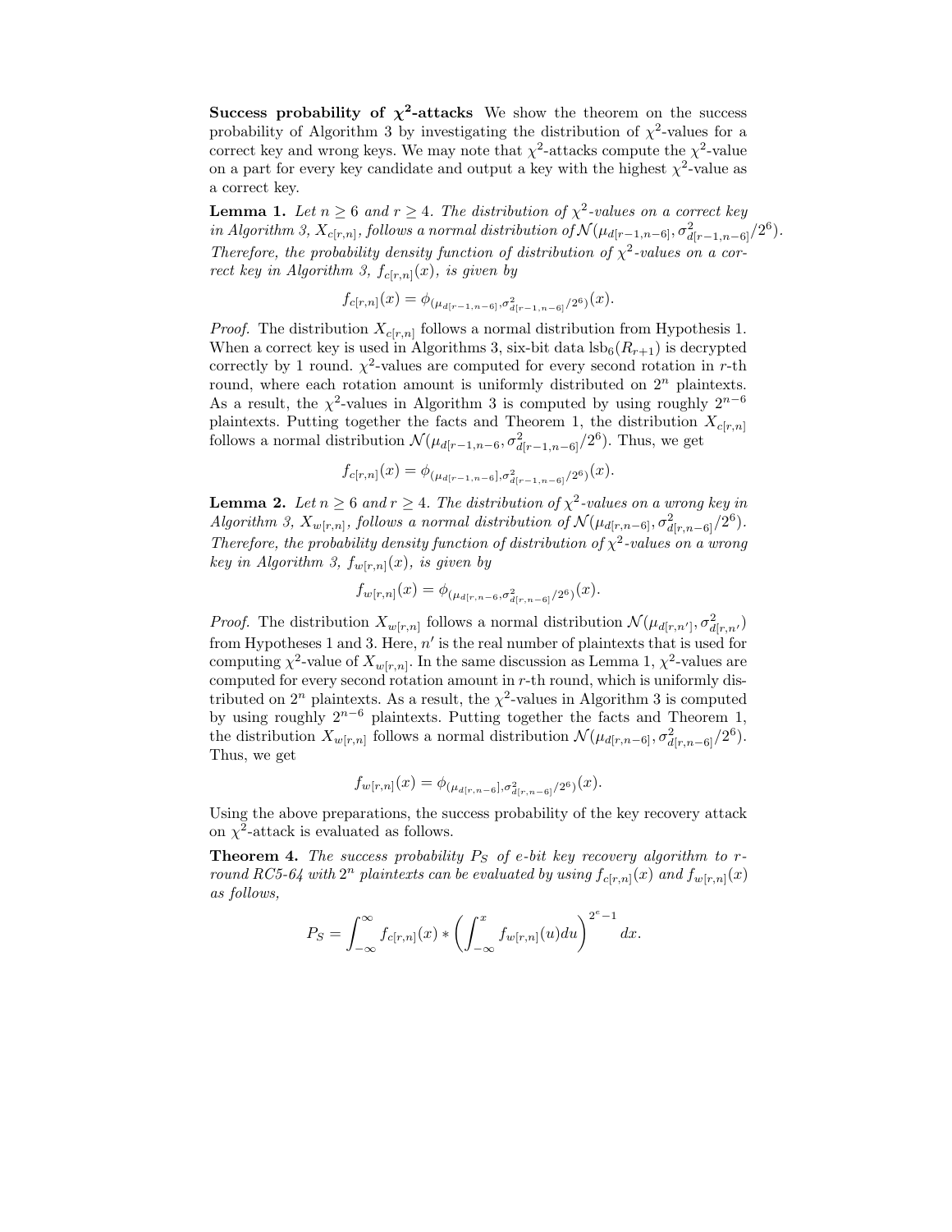**Success probability of $\chi^2$-attacks** We show the theorem on the success probability of Algorithm 3 by investigating the distribution of $\chi^2$-values for a correct key and wrong keys. We may note that $\chi^2$-attacks compute the $\chi^2$-value on a part for every key candidate and output a key with the highest $\chi^2$-value as a correct key.

**Lemma 1.** *Let $n \geq 6$ and $r \geq 4$. The distribution of $\chi^2$-values on a correct key in Algorithm 3, $X_{c[r,n]}$, follows a normal distribution of $\mathcal{N}(\mu_{d[r-1,n-6]}, \sigma^2_{d[r-1,n-6]}/2^6)$. Therefore, the probability density function of distribution of $\chi^2$-values on a correct key in Algorithm 3, $f_{c[r,n]}(x)$, is given by*

$$f_{c[r,n]}(x) = \phi_{(\mu_{d[r-1,n-6]}, \sigma^2_{d[r-1,n-6]}/2^6)}(x).$$

*Proof.* The distribution $X_{c[r,n]}$ follows a normal distribution from Hypothesis 1. When a correct key is used in Algorithms 3, six-bit data $\mathrm{lsb}_6(R_{r+1})$ is decrypted correctly by 1 round. $\chi^2$-values are computed for every second rotation in $r$-th round, where each rotation amount is uniformly distributed on $2^n$ plaintexts. As a result, the $\chi^2$-values in Algorithm 3 is computed by using roughly $2^{n-6}$ plaintexts. Putting together the facts and Theorem 1, the distribution $X_{c[r,n]}$ follows a normal distribution $\mathcal{N}(\mu_{d[r-1,n-6}, \sigma^2_{d[r-1,n-6]}/2^6)$. Thus, we get

$$f_{c[r,n]}(x) = \phi_{(\mu_{d[r-1,n-6]}, \sigma^2_{d[r-1,n-6]}/2^6)}(x).$$

**Lemma 2.** *Let $n \geq 6$ and $r \geq 4$. The distribution of $\chi^2$-values on a wrong key in Algorithm 3, $X_{w[r,n]}$, follows a normal distribution of $\mathcal{N}(\mu_{d[r,n-6]}, \sigma^2_{d[r,n-6]}/2^6)$. Therefore, the probability density function of distribution of $\chi^2$-values on a wrong key in Algorithm 3, $f_{w[r,n]}(x)$, is given by*

$$f_{w[r,n]}(x) = \phi_{(\mu_{d[r,n-6}, \sigma^2_{d[r,n-6]}/2^6)}(x).$$

*Proof.* The distribution $X_{w[r,n]}$ follows a normal distribution $\mathcal{N}(\mu_{d[r,n']}, \sigma^2_{d[r,n']})$ from Hypotheses 1 and 3. Here, $n'$ is the real number of plaintexts that is used for computing $\chi^2$-value of $X_{w[r,n]}$. In the same discussion as Lemma 1, $\chi^2$-values are computed for every second rotation amount in $r$-th round, which is uniformly distributed on $2^n$ plaintexts. As a result, the $\chi^2$-values in Algorithm 3 is computed by using roughly $2^{n-6}$ plaintexts. Putting together the facts and Theorem 1, the distribution $X_{w[r,n]}$ follows a normal distribution $\mathcal{N}(\mu_{d[r,n-6]}, \sigma^2_{d[r,n-6]}/2^6)$. Thus, we get

$$f_{w[r,n]}(x) = \phi_{(\mu_{d[r,n-6]}, \sigma^2_{d[r,n-6]}/2^6)}(x).$$

Using the above preparations, the success probability of the key recovery attack on $\chi^2$-attack is evaluated as follows.

**Theorem 4.** *The success probability $P_S$ of $e$-bit key recovery algorithm to $r$-round RC5-64 with $2^n$ plaintexts can be evaluated by using $f_{c[r,n]}(x)$ and $f_{w[r,n]}(x)$ as follows,*

$$P_S = \int_{-\infty}^{\infty} f_{c[r,n]}(x) * \left( \int_{-\infty}^{x} f_{w[r,n]}(u) du \right)^{2^e - 1} dx.$$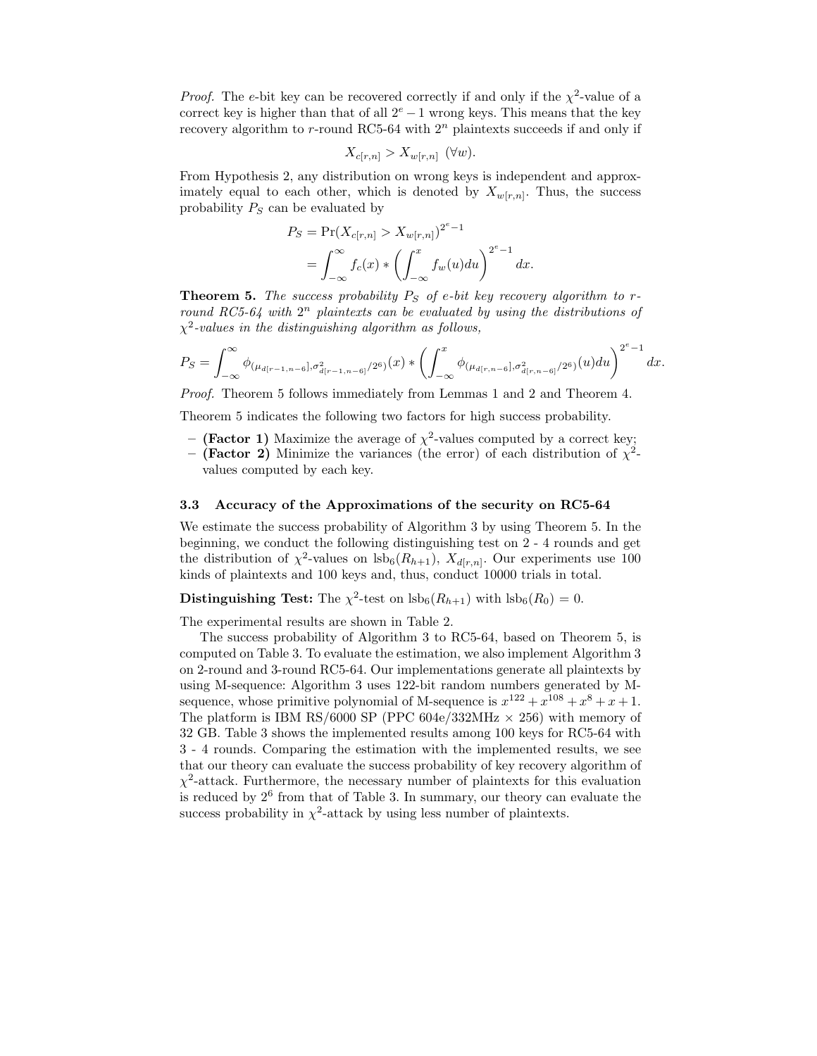*Proof.* The $e$-bit key can be recovered correctly if and only if the $\chi^2$-value of a correct key is higher than that of all $2^e - 1$ wrong keys. This means that the key recovery algorithm to $r$-round RC5-64 with $2^n$ plaintexts succeeds if and only if

$$X_{c[r,n]} > X_{w[r,n]} \ (\forall w).$$

From Hypothesis 2, any distribution on wrong keys is independent and approximately equal to each other, which is denoted by $X_{w[r,n]}$. Thus, the success probability $P_S$ can be evaluated by

$$\begin{aligned} P_S &= \Pr(X_{c[r,n]} > X_{w[r,n]})^{2^e-1} \\ &= \int_{-\infty}^{\infty} f_c(x) * \left( \int_{-\infty}^{x} f_w(u) du \right)^{2^e-1} dx. \end{aligned}$$

**Theorem 5.** *The success probability $P_S$ of $e$-bit key recovery algorithm to $r$-round RC5-64 with $2^n$ plaintexts can be evaluated by using the distributions of $\chi^2$-values in the distinguishing algorithm as follows,*

$$P_S = \int_{-\infty}^{\infty} \phi_{(\mu_{d[r-1,n-6]}, \sigma^2_{d[r-1,n-6]}/2^6)}(x) * \left( \int_{-\infty}^{x} \phi_{(\mu_{d[r,n-6]}, \sigma^2_{d[r,n-6]}/2^6)}(u) du \right)^{2^e-1} dx.$$

*Proof.* Theorem 5 follows immediately from Lemmas 1 and 2 and Theorem 4.

Theorem 5 indicates the following two factors for high success probability.

- **(Factor 1)** Maximize the average of $\chi^2$-values computed by a correct key;
- **(Factor 2)** Minimize the variances (the error) of each distribution of $\chi^2$-values computed by each key.

### 3.3 Accuracy of the Approximations of the security on RC5-64

We estimate the success probability of Algorithm 3 by using Theorem 5. In the beginning, we conduct the following distinguishing test on 2 - 4 rounds and get the distribution of $\chi^2$-values on $\text{lsb}_6(R_{h+1})$, $X_{d[r,n]}$. Our experiments use 100 kinds of plaintexts and 100 keys and, thus, conduct 10000 trials in total.

**Distinguishing Test:** The $\chi^2$-test on $\text{lsb}_6(R_{h+1})$ with $\text{lsb}_6(R_0) = 0$.

The experimental results are shown in Table 2.

The success probability of Algorithm 3 to RC5-64, based on Theorem 5, is computed on Table 3. To evaluate the estimation, we also implement Algorithm 3 on 2-round and 3-round RC5-64. Our implementations generate all plaintexts by using M-sequence: Algorithm 3 uses 122-bit random numbers generated by M-sequence, whose primitive polynomial of M-sequence is $x^{122} + x^{108} + x^8 + x + 1$. The platform is IBM RS/6000 SP (PPC 604e/332MHz × 256) with memory of 32 GB. Table 3 shows the implemented results among 100 keys for RC5-64 with 3 - 4 rounds. Comparing the estimation with the implemented results, we see that our theory can evaluate the success probability of key recovery algorithm of $\chi^2$-attack. Furthermore, the necessary number of plaintexts for this evaluation is reduced by $2^6$ from that of Table 3. In summary, our theory can evaluate the success probability in $\chi^2$-attack by using less number of plaintexts.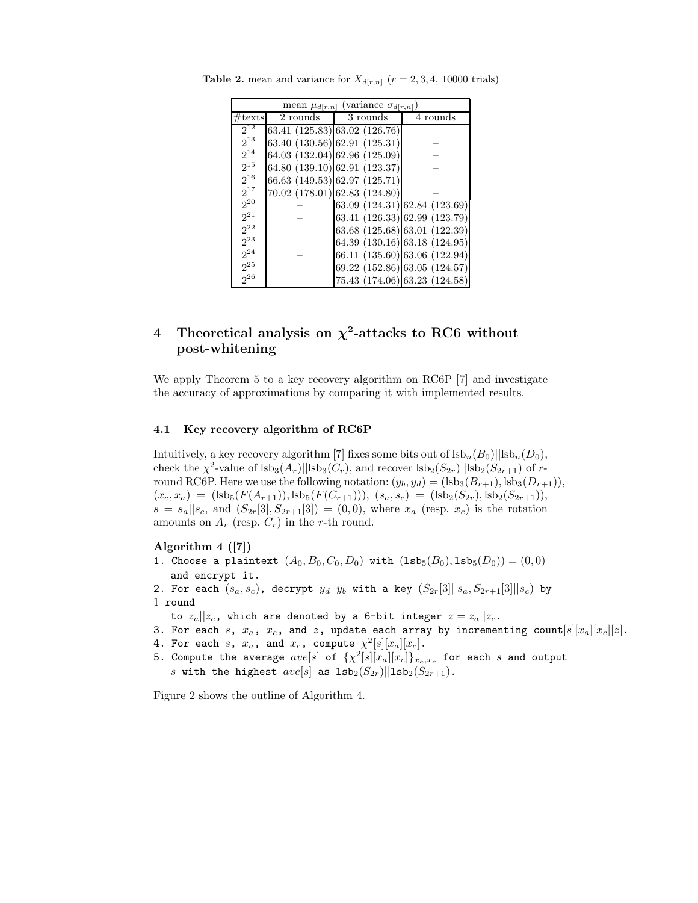**Table 2.** mean and variance for $X_{d[r,n]}$ ($r = 2, 3, 4$, 10000 trials)

| mean $\mu_{d[r,n]}$ (variance $\sigma_{d[r,n]}$) | | | |
|---|---|---|---|
| #texts | 2 rounds | 3 rounds | 4 rounds |
| $2^{12}$ | 63.41 (125.83) | 63.02 (126.76) | – |
| $2^{13}$ | 63.40 (130.56) | 62.91 (125.31) | – |
| $2^{14}$ | 64.03 (132.04) | 62.96 (125.09) | – |
| $2^{15}$ | 64.80 (139.10) | 62.91 (123.37) | – |
| $2^{16}$ | 66.63 (149.53) | 62.97 (125.71) | – |
| $2^{17}$ | 70.02 (178.01) | 62.83 (124.80) | – |
| $2^{20}$ | – | 63.09 (124.31) | 62.84 (123.69) |
| $2^{21}$ | – | 63.41 (126.33) | 62.99 (123.79) |
| $2^{22}$ | – | 63.68 (125.68) | 63.01 (122.39) |
| $2^{23}$ | – | 64.39 (130.16) | 63.18 (124.95) |
| $2^{24}$ | – | 66.11 (135.60) | 63.06 (122.94) |
| $2^{25}$ | – | 69.22 (152.86) | 63.05 (124.57) |
| $2^{26}$ | – | 75.43 (174.06) | 63.23 (124.58) |

## 4 Theoretical analysis on $\chi^2$-attacks to RC6 without post-whitening

We apply Theorem 5 to a key recovery algorithm on RC6P [7] and investigate the accuracy of approximations by comparing it with implemented results.

### 4.1 Key recovery algorithm of RC6P

Intuitively, a key recovery algorithm [7] fixes some bits out of $\mathrm{lsb}_n(B_0)||\mathrm{lsb}_n(D_0)$, check the $\chi^2$-value of $\mathrm{lsb}_3(A_r)||\mathrm{lsb}_3(C_r)$, and recover $\mathrm{lsb}_2(S_{2r})||\mathrm{lsb}_2(S_{2r+1})$ of $r$-round RC6P. Here we use the following notation: $(y_b, y_d) = (\mathrm{lsb}_3(B_{r+1}), \mathrm{lsb}_3(D_{r+1}))$, $(x_c, x_a) = (\mathrm{lsb}_5(F(A_{r+1})), \mathrm{lsb}_5(F(C_{r+1})))$, $(s_a, s_c) = (\mathrm{lsb}_2(S_{2r}), \mathrm{lsb}_2(S_{2r+1}))$, $s = s_a||s_c$, and $(S_{2r}[3], S_{2r+1}[3]) = (0, 0)$, where $x_a$ (resp. $x_c$) is the rotation amounts on $A_r$ (resp. $C_r$) in the $r$-th round.

**Algorithm 4 ([7])**

1. Choose a plaintext $(A_0, B_0, C_0, D_0)$ with $(\mathrm{lsb}_5(B_0), \mathrm{lsb}_5(D_0)) = (0, 0)$ and encrypt it.
2. For each $(s_a, s_c)$, decrypt $y_d||y_b$ with a key $(S_{2r}[3]||s_a, S_{2r+1}[3]||s_c)$ by 1 round to $z_a||z_c$, which are denoted by a 6-bit integer $z = z_a||z_c$.
3. For each $s$, $x_a$, $x_c$, and $z$, update each array by incrementing count$[s][x_a][x_c][z]$.
4. For each $s$, $x_a$, and $x_c$, compute $\chi^2[s][x_a][x_c]$.
5. Compute the average $ave[s]$ of $\{\chi^2[s][x_a][x_c]\}_{x_a,x_c}$ for each $s$ and output $s$ with the highest $ave[s]$ as $\mathrm{lsb}_2(S_{2r})||\mathrm{lsb}_2(S_{2r+1})$.

Figure 2 shows the outline of Algorithm 4.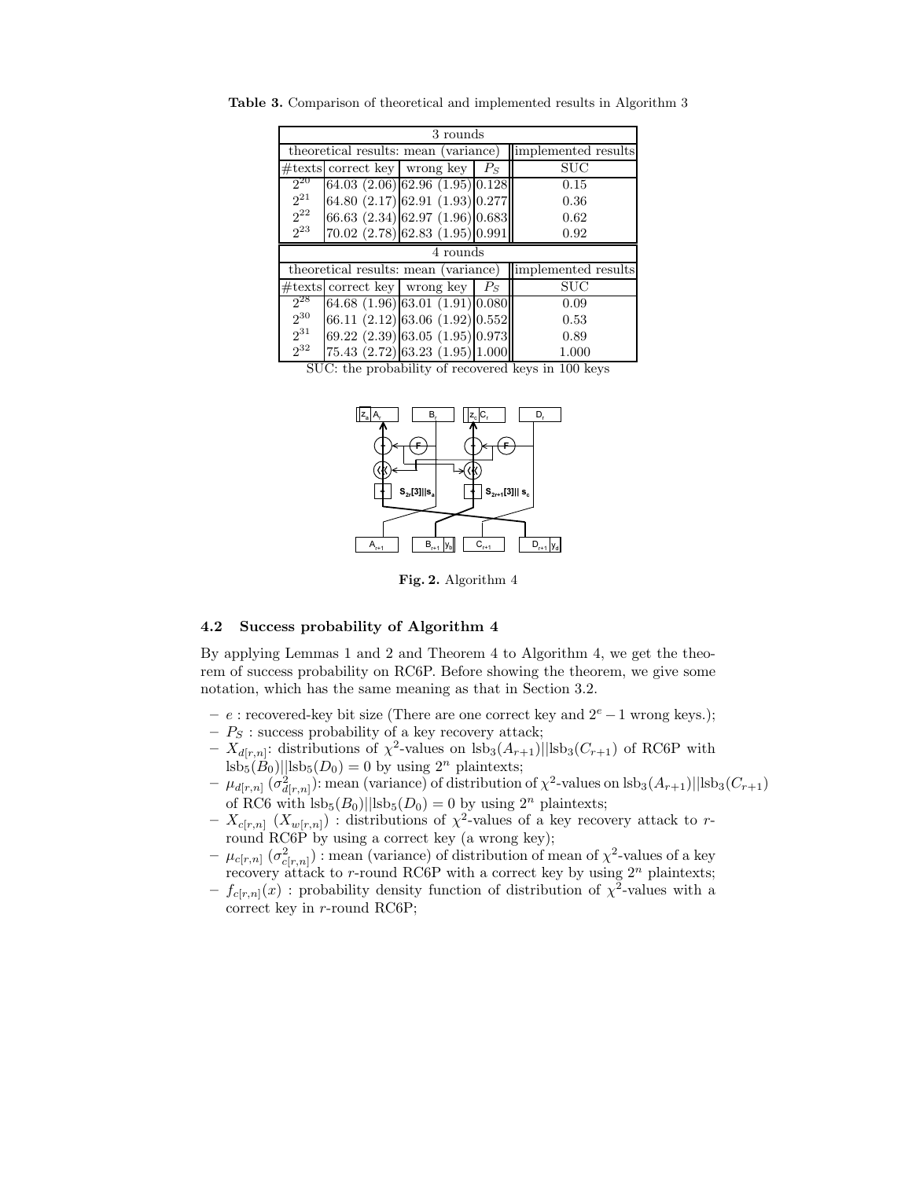**Table 3.** Comparison of theoretical and implemented results in Algorithm 3

| 3 rounds | | | | |
|---|---|---|---|---|
| theoretical results: mean (variance) | | | | implemented results |
| #texts | correct key | wrong key | $P_S$ | SUC |
| $2^{20}$ | 64.03 (2.06) | 62.96 (1.95) | 0.128 | 0.15 |
| $2^{21}$ | 64.80 (2.17) | 62.91 (1.93) | 0.277 | 0.36 |
| $2^{22}$ | 66.63 (2.34) | 62.97 (1.96) | 0.683 | 0.62 |
| $2^{23}$ | 70.02 (2.78) | 62.83 (1.95) | 0.991 | 0.92 |
| 4 rounds | | | | |
| theoretical results: mean (variance) | | | | implemented results |
| #texts | correct key | wrong key | $P_S$ | SUC |
| $2^{28}$ | 64.68 (1.96) | 63.01 (1.91) | 0.080 | 0.09 |
| $2^{30}$ | 66.11 (2.12) | 63.06 (1.92) | 0.552 | 0.53 |
| $2^{31}$ | 69.22 (2.39) | 63.05 (1.95) | 0.973 | 0.89 |
| $2^{32}$ | 75.43 (2.72) | 63.23 (1.95) | 1.000 | 1.000 |

SUC: the probability of recovered keys in 100 keys

**Fig. 2.** Algorithm 4

### 4.2 Success probability of Algorithm 4

By applying Lemmas 1 and 2 and Theorem 4 to Algorithm 4, we get the theorem of success probability on RC6P. Before showing the theorem, we give some notation, which has the same meaning as that in Section 3.2.

- $e$ : recovered-key bit size (There are one correct key and $2^e - 1$ wrong keys.);
- $P_S$ : success probability of a key recovery attack;
- $X_{d[r,n]}$: distributions of $\chi^2$-values on $\text{lsb}_3(A_{r+1})||\text{lsb}_3(C_{r+1})$ of RC6P with $\text{lsb}_5(B_0)||\text{lsb}_5(D_0) = 0$ by using $2^n$ plaintexts;
- $\mu_{d[r,n]}$ ($\sigma^2_{d[r,n]}$): mean (variance) of distribution of $\chi^2$-values on $\text{lsb}_3(A_{r+1})||\text{lsb}_3(C_{r+1})$ of RC6 with $\text{lsb}_5(B_0)||\text{lsb}_5(D_0) = 0$ by using $2^n$ plaintexts;
- $X_{c[r,n]}$ ($X_{w[r,n]}$) : distributions of $\chi^2$-values of a key recovery attack to $r$-round RC6P by using a correct key (a wrong key);
- $\mu_{c[r,n]}$ ($\sigma^2_{c[r,n]}$) : mean (variance) of distribution of mean of $\chi^2$-values of a key recovery attack to $r$-round RC6P with a correct key by using $2^n$ plaintexts;
- $f_{c[r,n]}(x)$ : probability density function of distribution of $\chi^2$-values with a correct key in $r$-round RC6P;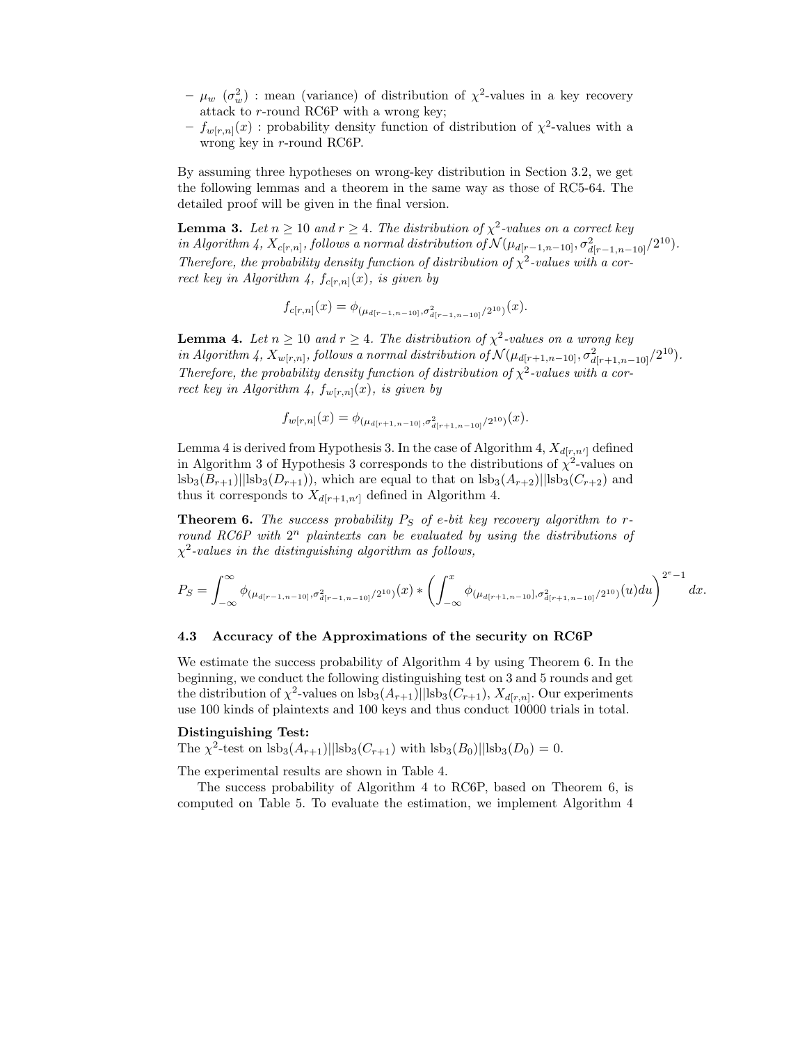- $\mu_w$ ($\sigma_w^2$) : mean (variance) of distribution of $\chi^2$-values in a key recovery attack to $r$-round RC6P with a wrong key;
- $f_{w[r,n]}(x)$ : probability density function of distribution of $\chi^2$-values with a wrong key in $r$-round RC6P.

By assuming three hypotheses on wrong-key distribution in Section 3.2, we get the following lemmas and a theorem in the same way as those of RC5-64. The detailed proof will be given in the final version.

**Lemma 3.** *Let $n \geq 10$ and $r \geq 4$. The distribution of $\chi^2$-values on a correct key in Algorithm 4, $X_{c[r,n]}$, follows a normal distribution of $\mathcal{N}(\mu_{d[r-1,n-10]}, \sigma^2_{d[r-1,n-10]}/2^{10})$. Therefore, the probability density function of distribution of $\chi^2$-values with a correct key in Algorithm 4, $f_{c[r,n]}(x)$, is given by*

$$f_{c[r,n]}(x) = \phi_{(\mu_{d[r-1,n-10]}, \sigma^2_{d[r-1,n-10]}/2^{10})}(x).$$

**Lemma 4.** *Let $n \geq 10$ and $r \geq 4$. The distribution of $\chi^2$-values on a wrong key in Algorithm 4, $X_{w[r,n]}$, follows a normal distribution of $\mathcal{N}(\mu_{d[r+1,n-10]}, \sigma^2_{d[r+1,n-10]}/2^{10})$. Therefore, the probability density function of distribution of $\chi^2$-values with a correct key in Algorithm 4, $f_{w[r,n]}(x)$, is given by*

$$f_{w[r,n]}(x) = \phi_{(\mu_{d[r+1,n-10]}, \sigma^2_{d[r+1,n-10]}/2^{10})}(x).$$

Lemma 4 is derived from Hypothesis 3. In the case of Algorithm 4, $X_{d[r,n']}$ defined in Algorithm 3 of Hypothesis 3 corresponds to the distributions of $\chi^2$-values on $\text{lsb}_3(B_{r+1})||\text{lsb}_3(D_{r+1})$), which are equal to that on $\text{lsb}_3(A_{r+2})||\text{lsb}_3(C_{r+2})$ and thus it corresponds to $X_{d[r+1,n']}$ defined in Algorithm 4.

**Theorem 6.** *The success probability $P_S$ of $e$-bit key recovery algorithm to $r$-round RC6P with $2^n$ plaintexts can be evaluated by using the distributions of $\chi^2$-values in the distinguishing algorithm as follows,*

$$P_S = \int_{-\infty}^{\infty} \phi_{(\mu_{d[r-1,n-10]}, \sigma^2_{d[r-1,n-10]}/2^{10})}(x) * \left( \int_{-\infty}^{x} \phi_{(\mu_{d[r+1,n-10]}, \sigma^2_{d[r+1,n-10]}/2^{10})}(u)du \right)^{2^e-1} dx.$$

### 4.3 Accuracy of the Approximations of the security on RC6P

We estimate the success probability of Algorithm 4 by using Theorem 6. In the beginning, we conduct the following distinguishing test on 3 and 5 rounds and get the distribution of $\chi^2$-values on $\text{lsb}_3(A_{r+1})||\text{lsb}_3(C_{r+1})$, $X_{d[r,n]}$. Our experiments use 100 kinds of plaintexts and 100 keys and thus conduct 10000 trials in total.

**Distinguishing Test:**
The $\chi^2$-test on $\text{lsb}_3(A_{r+1})||\text{lsb}_3(C_{r+1})$ with $\text{lsb}_3(B_0)||\text{lsb}_3(D_0) = 0$.

The experimental results are shown in Table 4.

The success probability of Algorithm 4 to RC6P, based on Theorem 6, is computed on Table 5. To evaluate the estimation, we implement Algorithm 4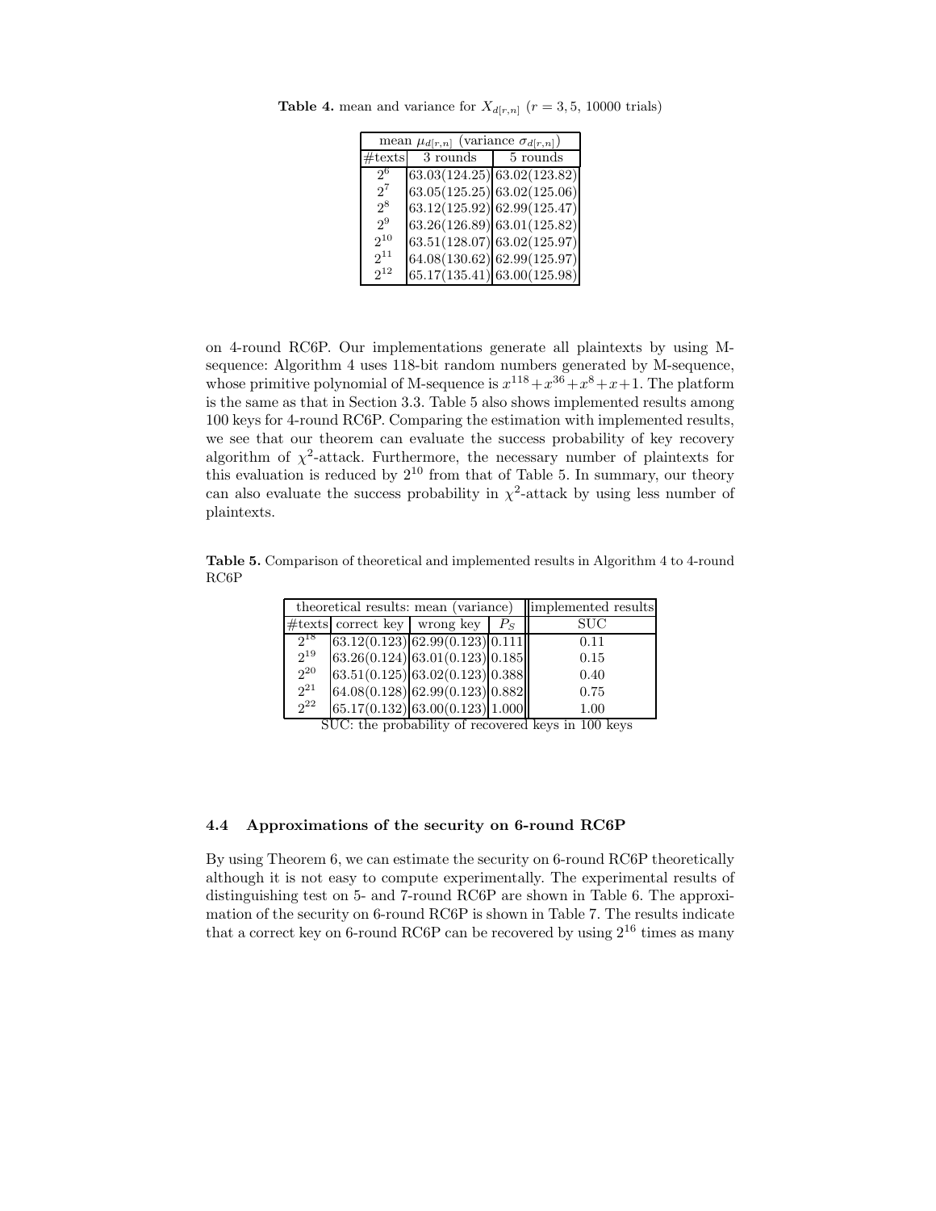**Table 4.** mean and variance for $X_{d[r,n]}$ ($r = 3, 5$, 10000 trials)

| mean $\mu_{d[r,n]}$ (variance $\sigma_{d[r,n]}$) | | |
|---|---|---|
| #texts | 3 rounds | 5 rounds |
| $2^6$ | 63.03(124.25) | 63.02(123.82) |
| $2^7$ | 63.05(125.25) | 63.02(125.06) |
| $2^8$ | 63.12(125.92) | 62.99(125.47) |
| $2^9$ | 63.26(126.89) | 63.01(125.82) |
| $2^{10}$ | 63.51(128.07) | 63.02(125.97) |
| $2^{11}$ | 64.08(130.62) | 62.99(125.97) |
| $2^{12}$ | 65.17(135.41) | 63.00(125.98) |

on 4-round RC6P. Our implementations generate all plaintexts by using M-sequence: Algorithm 4 uses 118-bit random numbers generated by M-sequence, whose primitive polynomial of M-sequence is $x^{118}+x^{36}+x^8+x+1$. The platform is the same as that in Section 3.3. Table 5 also shows implemented results among 100 keys for 4-round RC6P. Comparing the estimation with implemented results, we see that our theorem can evaluate the success probability of key recovery algorithm of $\chi^2$-attack. Furthermore, the necessary number of plaintexts for this evaluation is reduced by $2^{10}$ from that of Table 5. In summary, our theory can also evaluate the success probability in $\chi^2$-attack by using less number of plaintexts.

**Table 5.** Comparison of theoretical and implemented results in Algorithm 4 to 4-round RC6P

| theoretical results: mean (variance) | | | | implemented results |
|---|---|---|---|---|
| #texts | correct key | wrong key | $P_S$ | SUC |
| $2^{18}$ | 63.12(0.123) | 62.99(0.123) | 0.111 | 0.11 |
| $2^{19}$ | 63.26(0.124) | 63.01(0.123) | 0.185 | 0.15 |
| $2^{20}$ | 63.51(0.125) | 63.02(0.123) | 0.388 | 0.40 |
| $2^{21}$ | 64.08(0.128) | 62.99(0.123) | 0.882 | 0.75 |
| $2^{22}$ | 65.17(0.132) | 63.00(0.123) | 1.000 | 1.00 |

SUC: the probability of recovered keys in 100 keys

### 4.4 Approximations of the security on 6-round RC6P

By using Theorem 6, we can estimate the security on 6-round RC6P theoretically although it is not easy to compute experimentally. The experimental results of distinguishing test on 5- and 7-round RC6P are shown in Table 6. The approximation of the security on 6-round RC6P is shown in Table 7. The results indicate that a correct key on 6-round RC6P can be recovered by using $2^{16}$ times as many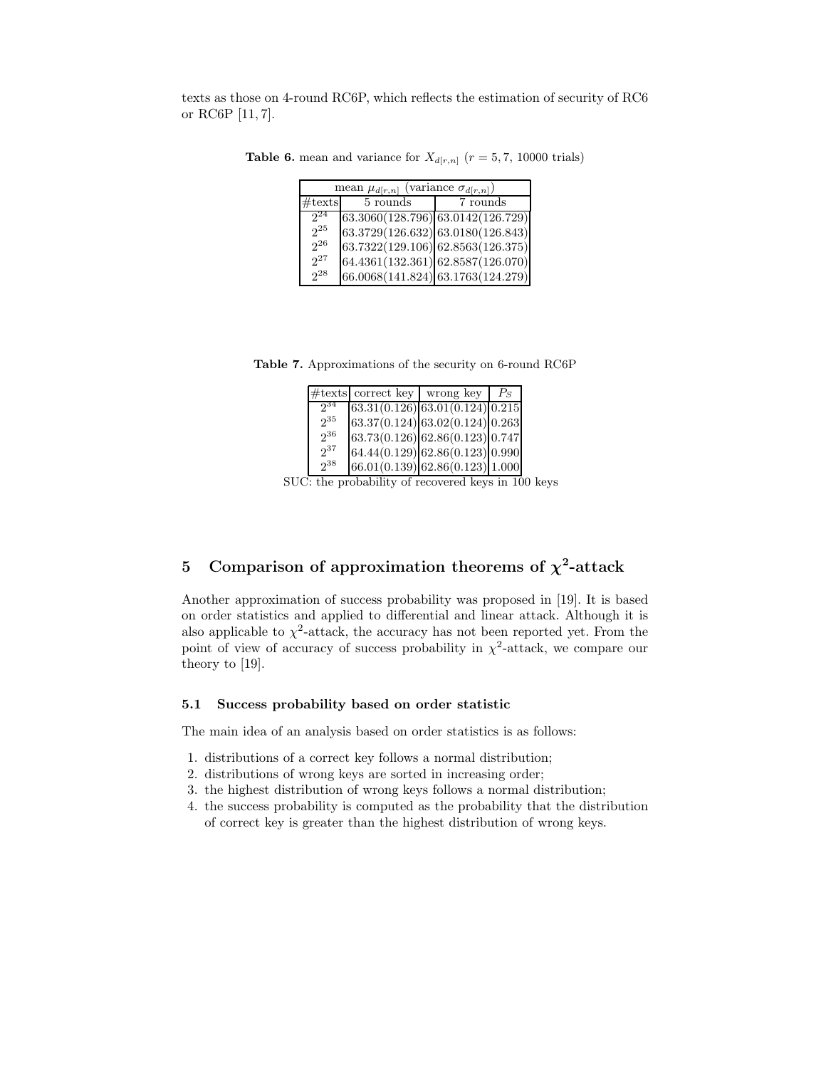texts as those on 4-round RC6P, which reflects the estimation of security of RC6 or RC6P [11, 7].

**Table 6.** mean and variance for $X_{d[r,n]}$ ($r = 5, 7$, 10000 trials)

| mean $\mu_{d[r,n]}$ (variance $\sigma_{d[r,n]}$) | | |
|---|---|---|
| #texts | 5 rounds | 7 rounds |
| $2^{24}$ | 63.3060(128.796) | 63.0142(126.729) |
| $2^{25}$ | 63.3729(126.632) | 63.0180(126.843) |
| $2^{26}$ | 63.7322(129.106) | 62.8563(126.375) |
| $2^{27}$ | 64.4361(132.361) | 62.8587(126.070) |
| $2^{28}$ | 66.0068(141.824) | 63.1763(124.279) |

**Table 7.** Approximations of the security on 6-round RC6P

| #texts | correct key | wrong key | $P_S$ |
|---|---|---|---|
| $2^{34}$ | 63.31(0.126) | 63.01(0.124) | 0.215 |
| $2^{35}$ | 63.37(0.124) | 63.02(0.124) | 0.263 |
| $2^{36}$ | 63.73(0.126) | 62.86(0.123) | 0.747 |
| $2^{37}$ | 64.44(0.129) | 62.86(0.123) | 0.990 |
| $2^{38}$ | 66.01(0.139) | 62.86(0.123) | 1.000 |

SUC: the probability of recovered keys in 100 keys

## 5 Comparison of approximation theorems of $\chi^2$-attack

Another approximation of success probability was proposed in [19]. It is based on order statistics and applied to differential and linear attack. Although it is also applicable to $\chi^2$-attack, the accuracy has not been reported yet. From the point of view of accuracy of success probability in $\chi^2$-attack, we compare our theory to [19].

### 5.1 Success probability based on order statistic

The main idea of an analysis based on order statistics is as follows:

1. distributions of a correct key follows a normal distribution;
2. distributions of wrong keys are sorted in increasing order;
3. the highest distribution of wrong keys follows a normal distribution;
4. the success probability is computed as the probability that the distribution of correct key is greater than the highest distribution of wrong keys.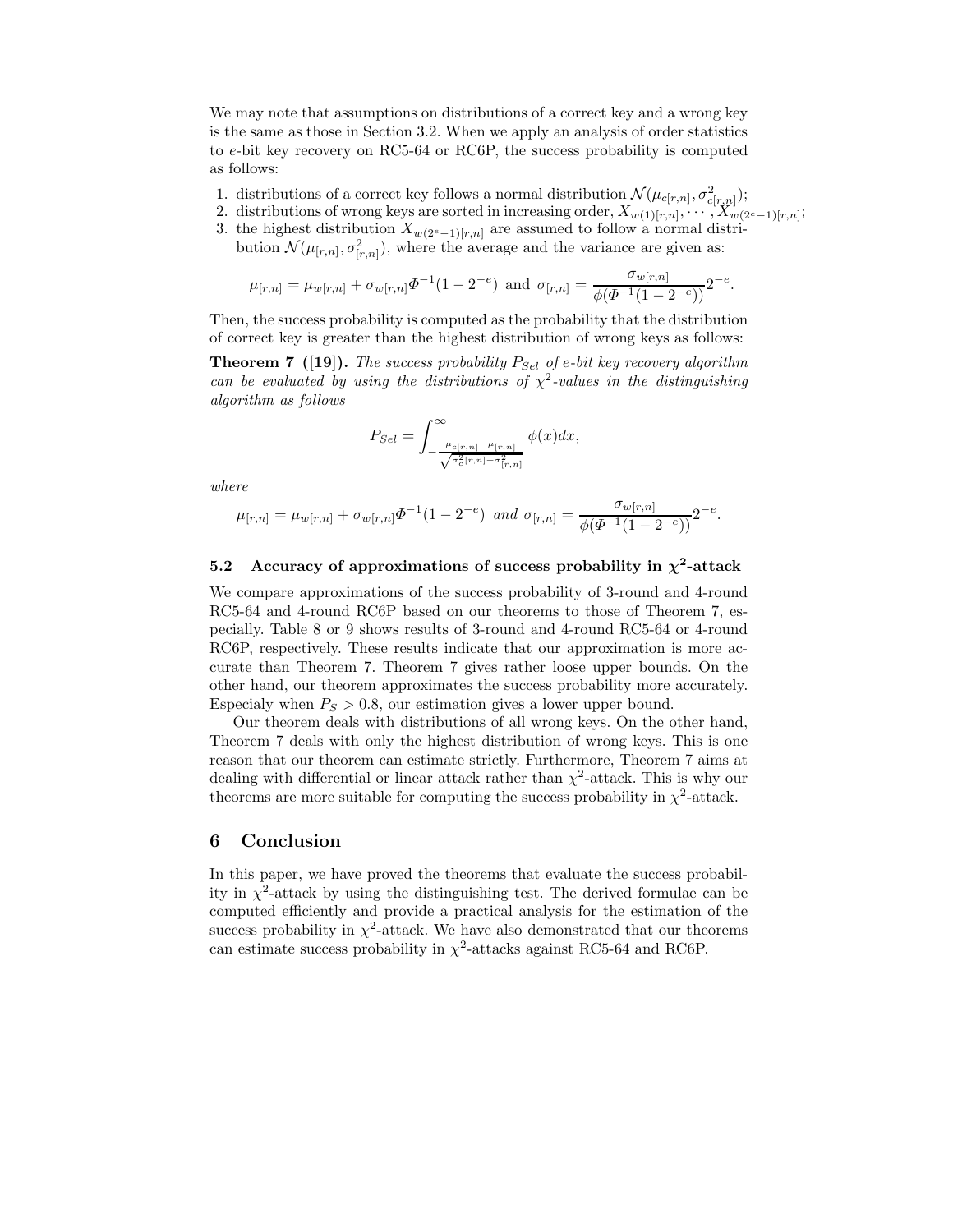We may note that assumptions on distributions of a correct key and a wrong key is the same as those in Section 3.2. When we apply an analysis of order statistics to $e$-bit key recovery on RC5-64 or RC6P, the success probability is computed as follows:

1. distributions of a correct key follows a normal distribution $\mathcal{N}(\mu_{c[r,n]}, \sigma^2_{c[r,n]})$;
2. distributions of wrong keys are sorted in increasing order, $X_{w(1)[r,n]}, \cdots, X_{w(2^e-1)[r,n]}$;
3. the highest distribution $X_{w(2^e-1)[r,n]}$ are assumed to follow a normal distribution $\mathcal{N}(\mu_{[r,n]}, \sigma^2_{[r,n]})$, where the average and the variance are given as:

$$\mu_{[r,n]} = \mu_{w[r,n]} + \sigma_{w[r,n]} \Phi^{-1}(1 - 2^{-e}) \text{ and } \sigma_{[r,n]} = \frac{\sigma_{w[r,n]}}{\phi(\Phi^{-1}(1 - 2^{-e}))} 2^{-e}.$$

Then, the success probability is computed as the probability that the distribution of correct key is greater than the highest distribution of wrong keys as follows:

**Theorem 7 ([19]).** *The success probability $P_{Sel}$ of $e$-bit key recovery algorithm can be evaluated by using the distributions of $\chi^2$-values in the distinguishing algorithm as follows*

$$P_{Sel} = \int_{-\frac{\mu_{c[r,n]} - \mu_{[r,n]}}{\sqrt{\sigma^2_{c[r,n]} + \sigma^2_{[r,n]}}}}^{\infty} \phi(x) dx,$$

*where*

$$\mu_{[r,n]} = \mu_{w[r,n]} + \sigma_{w[r,n]} \Phi^{-1}(1 - 2^{-e}) \text{ and } \sigma_{[r,n]} = \frac{\sigma_{w[r,n]}}{\phi(\Phi^{-1}(1 - 2^{-e}))} 2^{-e}.$$

## 5.2 Accuracy of approximations of success probability in $\chi^2$-attack

We compare approximations of the success probability of 3-round and 4-round RC5-64 and 4-round RC6P based on our theorems to those of Theorem 7, especially. Table 8 or 9 shows results of 3-round and 4-round RC5-64 or 4-round RC6P, respectively. These results indicate that our approximation is more accurate than Theorem 7. Theorem 7 gives rather loose upper bounds. On the other hand, our theorem approximates the success probability more accurately. Especialy when $P_S > 0.8$, our estimation gives a lower upper bound.

Our theorem deals with distributions of all wrong keys. On the other hand, Theorem 7 deals with only the highest distribution of wrong keys. This is one reason that our theorem can estimate strictly. Furthermore, Theorem 7 aims at dealing with differential or linear attack rather than $\chi^2$-attack. This is why our theorems are more suitable for computing the success probability in $\chi^2$-attack.

# 6 Conclusion

In this paper, we have proved the theorems that evaluate the success probability in $\chi^2$-attack by using the distinguishing test. The derived formulae can be computed efficiently and provide a practical analysis for the estimation of the success probability in $\chi^2$-attack. We have also demonstrated that our theorems can estimate success probability in $\chi^2$-attacks against RC5-64 and RC6P.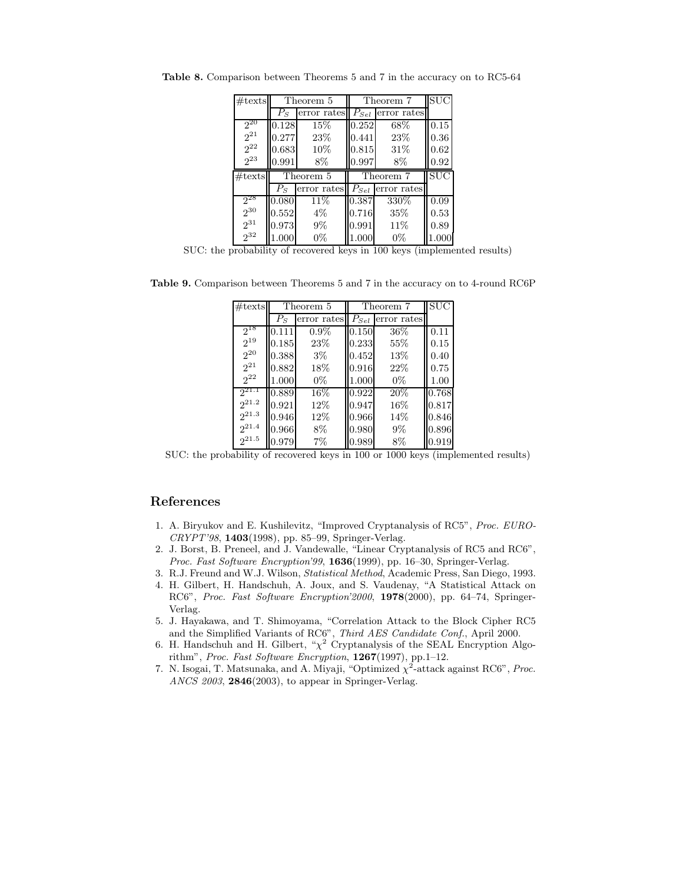**Table 8.** Comparison between Theorems 5 and 7 in the accuracy on to RC5-64

| #texts | Theorem 5 | | Theorem 7 | | SUC |
|---|---|---|---|---|---|
| | $P_S$ | error rates | $P_{Sel}$ | error rates | |
| $2^{20}$ | 0.128 | 15% | 0.252 | 68% | 0.15 |
| $2^{21}$ | 0.277 | 23% | 0.441 | 23% | 0.36 |
| $2^{22}$ | 0.683 | 10% | 0.815 | 31% | 0.62 |
| $2^{23}$ | 0.991 | 8% | 0.997 | 8% | 0.92 |
| #texts | Theorem 5 | | Theorem 7 | | SUC |
| | $P_S$ | error rates | $P_{Sel}$ | error rates | |
| $2^{28}$ | 0.080 | 11% | 0.387 | 330% | 0.09 |
| $2^{30}$ | 0.552 | 4% | 0.716 | 35% | 0.53 |
| $2^{31}$ | 0.973 | 9% | 0.991 | 11% | 0.89 |
| $2^{32}$ | 1.000 | 0% | 1.000 | 0% | 1.000 |

SUC: the probability of recovered keys in 100 keys (implemented results)

**Table 9.** Comparison between Theorems 5 and 7 in the accuracy on to 4-round RC6P

| #texts | Theorem 5 | | Theorem 7 | | SUC |
|---|---|---|---|---|---|
| | $P_S$ | error rates | $P_{Sel}$ | error rates | |
| $2^{18}$ | 0.111 | 0.9% | 0.150 | 36% | 0.11 |
| $2^{19}$ | 0.185 | 23% | 0.233 | 55% | 0.15 |
| $2^{20}$ | 0.388 | 3% | 0.452 | 13% | 0.40 |
| $2^{21}$ | 0.882 | 18% | 0.916 | 22% | 0.75 |
| $2^{22}$ | 1.000 | 0% | 1.000 | 0% | 1.00 |
| $2^{21.1}$ | 0.889 | 16% | 0.922 | 20% | 0.768 |
| $2^{21.2}$ | 0.921 | 12% | 0.947 | 16% | 0.817 |
| $2^{21.3}$ | 0.946 | 12% | 0.966 | 14% | 0.846 |
| $2^{21.4}$ | 0.966 | 8% | 0.980 | 9% | 0.896 |
| $2^{21.5}$ | 0.979 | 7% | 0.989 | 8% | 0.919 |

SUC: the probability of recovered keys in 100 or 1000 keys (implemented results)

## References

1. A. Biryukov and E. Kushilevitz, "Improved Cryptanalysis of RC5", *Proc. EUROCRYPT'98*, **1403**(1998), pp. 85–99, Springer-Verlag.
2. J. Borst, B. Preneel, and J. Vandewalle, "Linear Cryptanalysis of RC5 and RC6", *Proc. Fast Software Encryption'99*, **1636**(1999), pp. 16–30, Springer-Verlag.
3. R.J. Freund and W.J. Wilson, *Statistical Method*, Academic Press, San Diego, 1993.
4. H. Gilbert, H. Handschuh, A. Joux, and S. Vaudenay, "A Statistical Attack on RC6", *Proc. Fast Software Encryption'2000*, **1978**(2000), pp. 64–74, Springer-Verlag.
5. J. Hayakawa, and T. Shimoyama, "Correlation Attack to the Block Cipher RC5 and the Simplified Variants of RC6", *Third AES Candidate Conf.*, April 2000.
6. H. Handschuh and H. Gilbert, "$\chi^2$ Cryptanalysis of the SEAL Encryption Algorithm", *Proc. Fast Software Encryption*, **1267**(1997), pp.1–12.
7. N. Isogai, T. Matsunaka, and A. Miyaji, "Optimized $\chi^2$-attack against RC6", *Proc. ANCS 2003*, **2846**(2003), to appear in Springer-Verlag.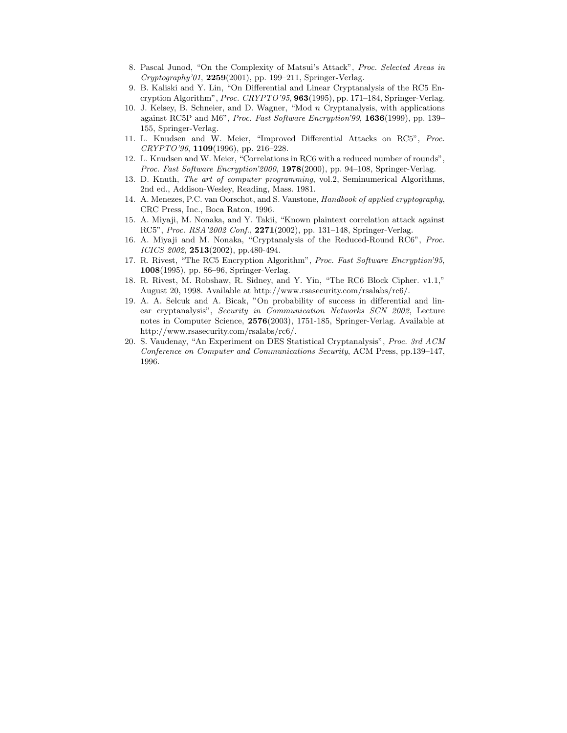8. Pascal Junod, "On the Complexity of Matsui's Attack", *Proc. Selected Areas in Cryptography'01*, **2259**(2001), pp. 199–211, Springer-Verlag.
9. B. Kaliski and Y. Lin, "On Differential and Linear Cryptanalysis of the RC5 Encryption Algorithm", *Proc. CRYPTO'95*, **963**(1995), pp. 171–184, Springer-Verlag.
10. J. Kelsey, B. Schneier, and D. Wagner, "Mod $n$ Cryptanalysis, with applications against RC5P and M6", *Proc. Fast Software Encryption'99*, **1636**(1999), pp. 139–155, Springer-Verlag.
11. L. Knudsen and W. Meier, "Improved Differential Attacks on RC5", *Proc. CRYPTO'96*, **1109**(1996), pp. 216–228.
12. L. Knudsen and W. Meier, "Correlations in RC6 with a reduced number of rounds", *Proc. Fast Software Encryption'2000*, **1978**(2000), pp. 94–108, Springer-Verlag.
13. D. Knuth, *The art of computer programming*, vol.2, Seminumerical Algorithms, 2nd ed., Addison-Wesley, Reading, Mass. 1981.
14. A. Menezes, P.C. van Oorschot, and S. Vanstone, *Handbook of applied cryptography*, CRC Press, Inc., Boca Raton, 1996.
15. A. Miyaji, M. Nonaka, and Y. Takii, "Known plaintext correlation attack against RC5", *Proc. RSA'2002 Conf.*, **2271**(2002), pp. 131–148, Springer-Verlag.
16. A. Miyaji and M. Nonaka, "Cryptanalysis of the Reduced-Round RC6", *Proc. ICICS 2002*, **2513**(2002), pp.480-494.
17. R. Rivest, "The RC5 Encryption Algorithm", *Proc. Fast Software Encryption'95*, **1008**(1995), pp. 86–96, Springer-Verlag.
18. R. Rivest, M. Robshaw, R. Sidney, and Y. Yin, "The RC6 Block Cipher. v1.1," August 20, 1998. Available at http://www.rsasecurity.com/rsalabs/rc6/.
19. A. A. Selcuk and A. Bicak, "On probability of success in differential and linear cryptanalysis", *Security in Communication Networks SCN 2002*, Lecture notes in Computer Science, **2576**(2003), 1751-185, Springer-Verlag. Available at http://www.rsasecurity.com/rsalabs/rc6/.
20. S. Vaudenay, "An Experiment on DES Statistical Cryptanalysis", *Proc. 3rd ACM Conference on Computer and Communications Security*, ACM Press, pp.139–147, 1996.